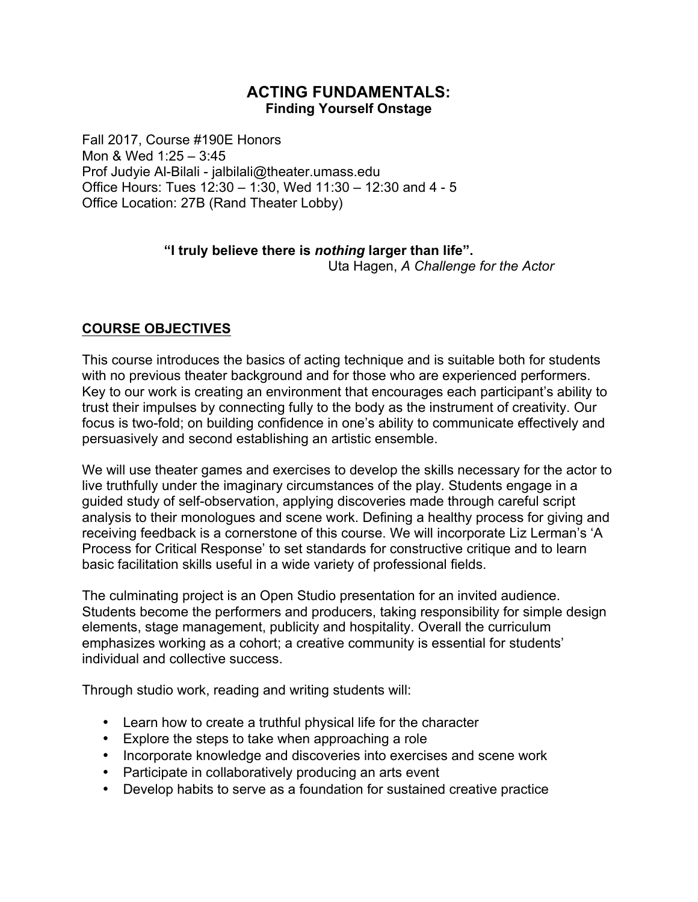# ACTING FUNDAMENTALS:
### Finding Yourself Onstage

Fall 2017, Course #190E Honors
Mon & Wed 1:25 – 3:45
Prof Judyie Al-Bilali - jalbilali@theater.umass.edu
Office Hours: Tues 12:30 – 1:30, Wed 11:30 – 12:30 and 4 - 5
Office Location: 27B (Rand Theater Lobby)

**"I truly believe there is *nothing* larger than life".**
Uta Hagen, *A Challenge for the Actor*

## COURSE OBJECTIVES

This course introduces the basics of acting technique and is suitable both for students with no previous theater background and for those who are experienced performers. Key to our work is creating an environment that encourages each participant's ability to trust their impulses by connecting fully to the body as the instrument of creativity. Our focus is two-fold; on building confidence in one's ability to communicate effectively and persuasively and second establishing an artistic ensemble.

We will use theater games and exercises to develop the skills necessary for the actor to live truthfully under the imaginary circumstances of the play. Students engage in a guided study of self-observation, applying discoveries made through careful script analysis to their monologues and scene work. Defining a healthy process for giving and receiving feedback is a cornerstone of this course. We will incorporate Liz Lerman's 'A Process for Critical Response' to set standards for constructive critique and to learn basic facilitation skills useful in a wide variety of professional fields.

The culminating project is an Open Studio presentation for an invited audience. Students become the performers and producers, taking responsibility for simple design elements, stage management, publicity and hospitality. Overall the curriculum emphasizes working as a cohort; a creative community is essential for students' individual and collective success.

Through studio work, reading and writing students will:

- Learn how to create a truthful physical life for the character
- Explore the steps to take when approaching a role
- Incorporate knowledge and discoveries into exercises and scene work
- Participate in collaboratively producing an arts event
- Develop habits to serve as a foundation for sustained creative practice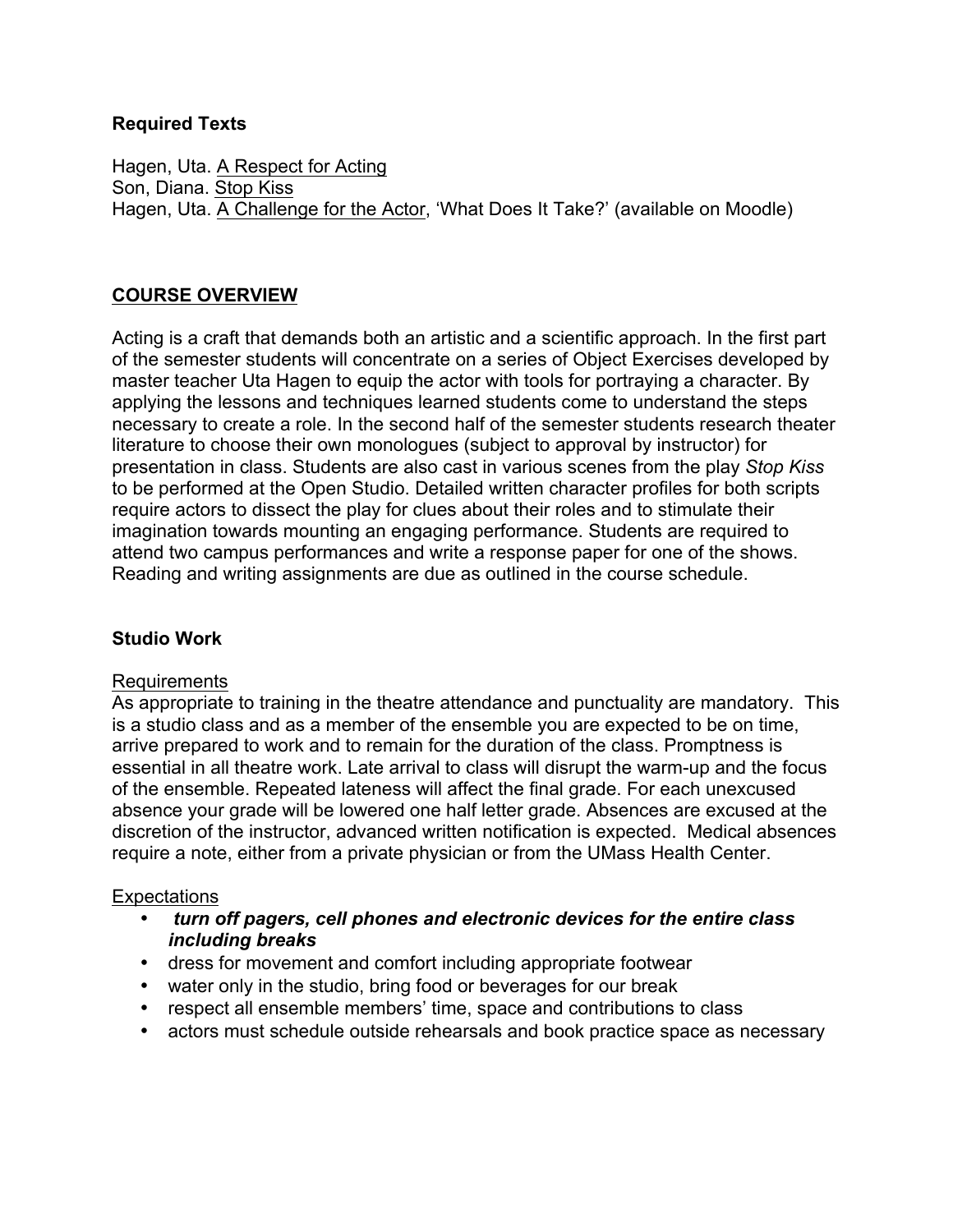**Required Texts**

Hagen, Uta. A Respect for Acting
Son, Diana. Stop Kiss
Hagen, Uta. A Challenge for the Actor, 'What Does It Take?' (available on Moodle)

## COURSE OVERVIEW

Acting is a craft that demands both an artistic and a scientific approach. In the first part of the semester students will concentrate on a series of Object Exercises developed by master teacher Uta Hagen to equip the actor with tools for portraying a character. By applying the lessons and techniques learned students come to understand the steps necessary to create a role. In the second half of the semester students research theater literature to choose their own monologues (subject to approval by instructor) for presentation in class. Students are also cast in various scenes from the play *Stop Kiss* to be performed at the Open Studio. Detailed written character profiles for both scripts require actors to dissect the play for clues about their roles and to stimulate their imagination towards mounting an engaging performance. Students are required to attend two campus performances and write a response paper for one of the shows. Reading and writing assignments are due as outlined in the course schedule.

### Studio Work

Requirements

As appropriate to training in the theatre attendance and punctuality are mandatory. This is a studio class and as a member of the ensemble you are expected to be on time, arrive prepared to work and to remain for the duration of the class. Promptness is essential in all theatre work. Late arrival to class will disrupt the warm-up and the focus of the ensemble. Repeated lateness will affect the final grade. For each unexcused absence your grade will be lowered one half letter grade. Absences are excused at the discretion of the instructor, advanced written notification is expected. Medical absences require a note, either from a private physician or from the UMass Health Center.

Expectations

- ***turn off pagers, cell phones and electronic devices for the entire class including breaks***
- dress for movement and comfort including appropriate footwear
- water only in the studio, bring food or beverages for our break
- respect all ensemble members' time, space and contributions to class
- actors must schedule outside rehearsals and book practice space as necessary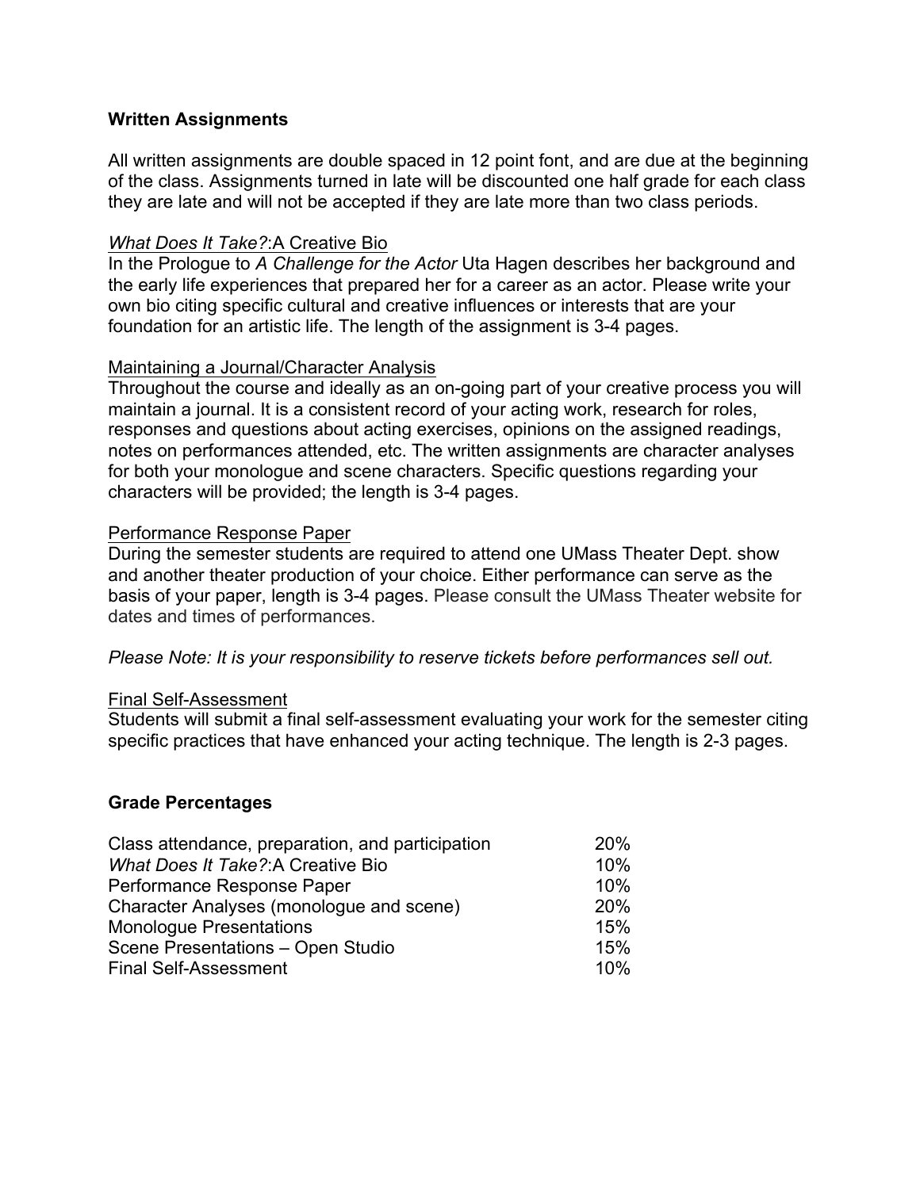## Written Assignments

All written assignments are double spaced in 12 point font, and are due at the beginning of the class. Assignments turned in late will be discounted one half grade for each class they are late and will not be accepted if they are late more than two class periods.

### *What Does It Take?*:A Creative Bio

In the Prologue to *A Challenge for the Actor* Uta Hagen describes her background and the early life experiences that prepared her for a career as an actor. Please write your own bio citing specific cultural and creative influences or interests that are your foundation for an artistic life. The length of the assignment is 3-4 pages.

### Maintaining a Journal/Character Analysis

Throughout the course and ideally as an on-going part of your creative process you will maintain a journal. It is a consistent record of your acting work, research for roles, responses and questions about acting exercises, opinions on the assigned readings, notes on performances attended, etc. The written assignments are character analyses for both your monologue and scene characters. Specific questions regarding your characters will be provided; the length is 3-4 pages.

### Performance Response Paper

During the semester students are required to attend one UMass Theater Dept. show and another theater production of your choice. Either performance can serve as the basis of your paper, length is 3-4 pages. Please consult the UMass Theater website for dates and times of performances.

*Please Note: It is your responsibility to reserve tickets before performances sell out.*

### Final Self-Assessment

Students will submit a final self-assessment evaluating your work for the semester citing specific practices that have enhanced your acting technique. The length is 2-3 pages.

## Grade Percentages

| | |
|---|---|
| Class attendance, preparation, and participation | 20% |
| *What Does It Take?*:A Creative Bio | 10% |
| Performance Response Paper | 10% |
| Character Analyses (monologue and scene) | 20% |
| Monologue Presentations | 15% |
| Scene Presentations – Open Studio | 15% |
| Final Self-Assessment | 10% |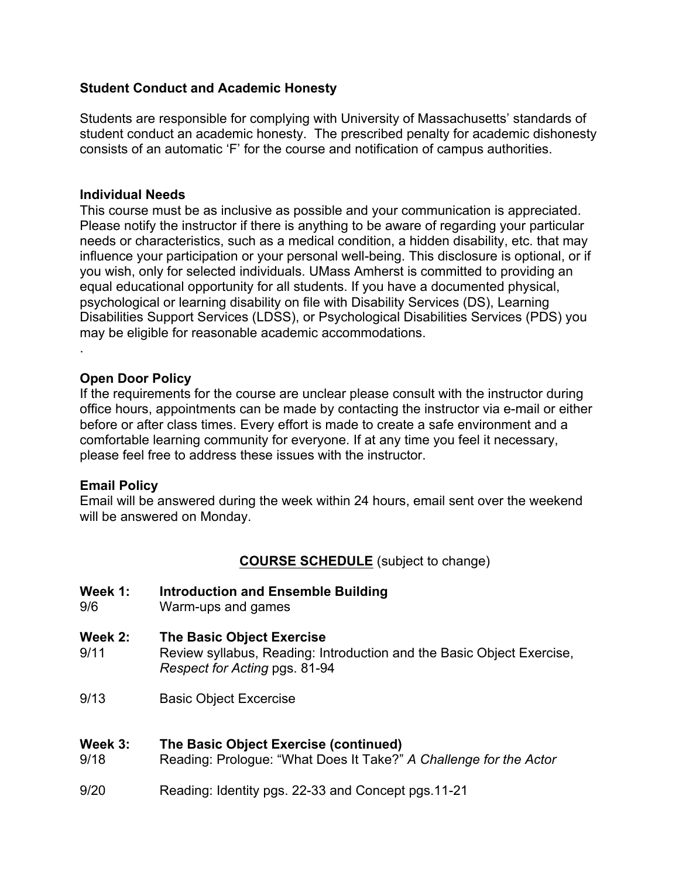**Student Conduct and Academic Honesty**

Students are responsible for complying with University of Massachusetts' standards of student conduct an academic honesty. The prescribed penalty for academic dishonesty consists of an automatic 'F' for the course and notification of campus authorities.

**Individual Needs**

This course must be as inclusive as possible and your communication is appreciated. Please notify the instructor if there is anything to be aware of regarding your particular needs or characteristics, such as a medical condition, a hidden disability, etc. that may influence your participation or your personal well-being. This disclosure is optional, or if you wish, only for selected individuals. UMass Amherst is committed to providing an equal educational opportunity for all students. If you have a documented physical, psychological or learning disability on file with Disability Services (DS), Learning Disabilities Support Services (LDSS), or Psychological Disabilities Services (PDS) you may be eligible for reasonable academic accommodations.

.

**Open Door Policy**

If the requirements for the course are unclear please consult with the instructor during office hours, appointments can be made by contacting the instructor via e-mail or either before or after class times. Every effort is made to create a safe environment and a comfortable learning community for everyone. If at any time you feel it necessary, please feel free to address these issues with the instructor.

**Email Policy**

Email will be answered during the week within 24 hours, email sent over the weekend will be answered on Monday.

## **COURSE SCHEDULE** (subject to change)

**Week 1:** **Introduction and Ensemble Building**

9/6 Warm-ups and games

**Week 2:** **The Basic Object Exercise**

9/11 Review syllabus, Reading: Introduction and the Basic Object Exercise, *Respect for Acting* pgs. 81-94

9/13 Basic Object Excercise

**Week 3:** **The Basic Object Exercise (continued)**

9/18 Reading: Prologue: "What Does It Take?" *A Challenge for the Actor*

9/20 Reading: Identity pgs. 22-33 and Concept pgs.11-21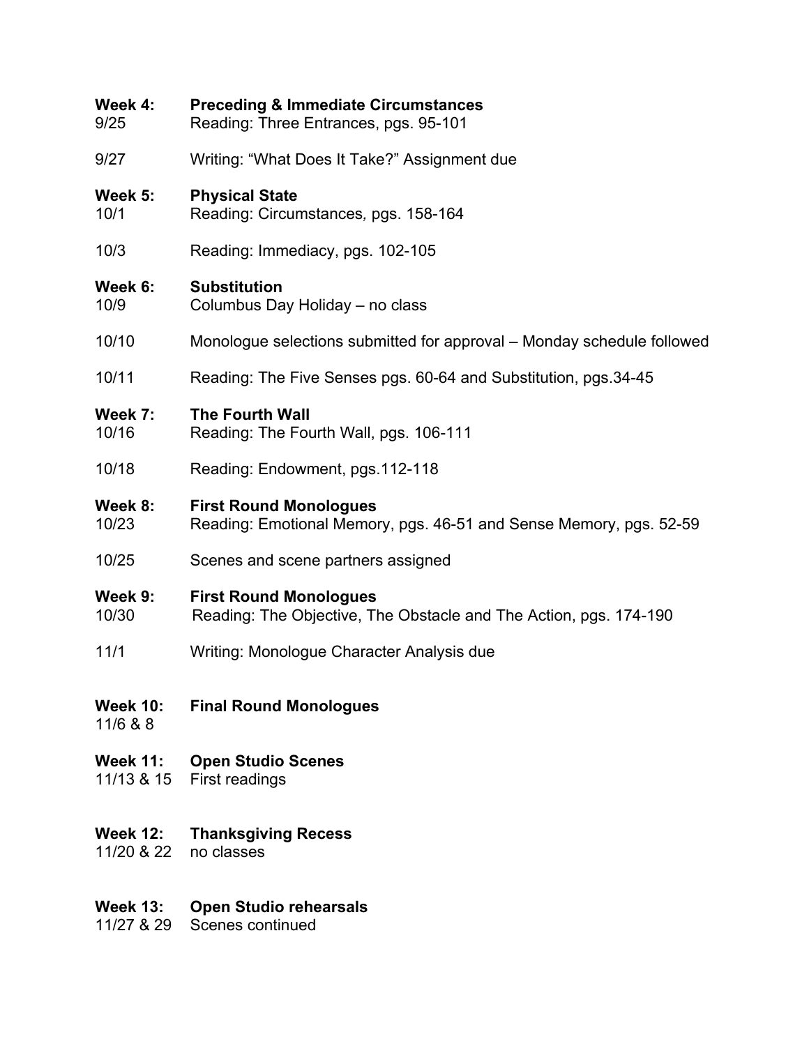**Week 4:** **Preceding & Immediate Circumstances**
9/25 Reading: Three Entrances, pgs. 95-101

9/27 Writing: "What Does It Take?" Assignment due

**Week 5:** **Physical State**
10/1 Reading: Circumstances, pgs. 158-164

10/3 Reading: Immediacy, pgs. 102-105

**Week 6:** **Substitution**
10/9 Columbus Day Holiday – no class

10/10 Monologue selections submitted for approval – Monday schedule followed

10/11 Reading: The Five Senses pgs. 60-64 and Substitution, pgs.34-45

**Week 7:** **The Fourth Wall**
10/16 Reading: The Fourth Wall, pgs. 106-111

10/18 Reading: Endowment, pgs.112-118

**Week 8:** **First Round Monologues**
10/23 Reading: Emotional Memory, pgs. 46-51 and Sense Memory, pgs. 52-59

10/25 Scenes and scene partners assigned

**Week 9:** **First Round Monologues**
10/30 Reading: The Objective, The Obstacle and The Action, pgs. 174-190

11/1 Writing: Monologue Character Analysis due

**Week 10:** **Final Round Monologues**
11/6 & 8

**Week 11:** **Open Studio Scenes**
11/13 & 15 First readings

**Week 12:** **Thanksgiving Recess**
11/20 & 22 no classes

**Week 13:** **Open Studio rehearsals**
11/27 & 29 Scenes continued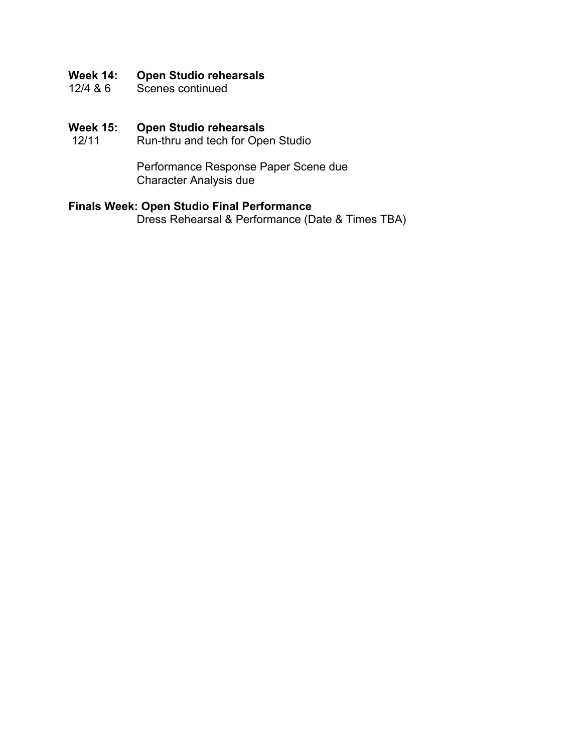**Week 14: Open Studio rehearsals**
12/4 & 6 Scenes continued

**Week 15: Open Studio rehearsals**
12/11 Run-thru and tech for Open Studio

Performance Response Paper Scene due
Character Analysis due

**Finals Week: Open Studio Final Performance**
Dress Rehearsal & Performance (Date & Times TBA)